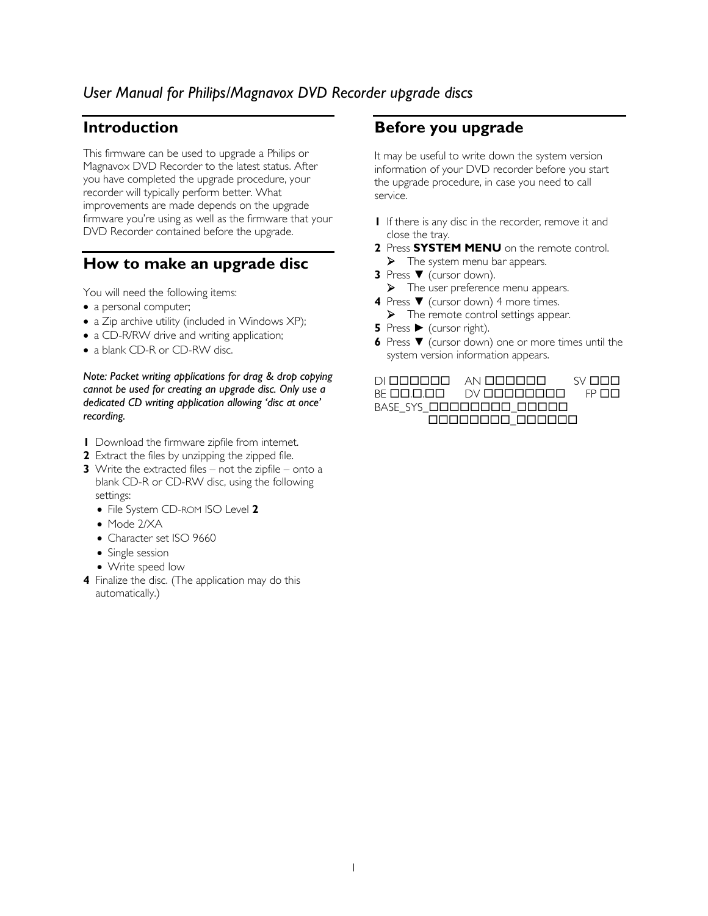*User Manual for Philips/Magnavox DVD Recorder upgrade discs*

## Introduction

This firmware can be used to upgrade a Philips or Magnavox DVD Recorder to the latest status. After you have completed the upgrade procedure, your recorder will typically perform better. What improvements are made depends on the upgrade firmware you're using as well as the firmware that your DVD Recorder contained before the upgrade.

## How to make an upgrade disc

You will need the following items:

- a personal computer;
- a Zip archive utility (included in Windows XP);
- a CD-R/RW drive and writing application;
- a blank CD-R or CD-RW disc.

***Note: Packet writing applications for drag & drop copying cannot be used for creating an upgrade disc. Only use a dedicated CD writing application allowing 'disc at once' recording.***

**1** Download the firmware zipfile from internet.
**2** Extract the files by unzipping the zipped file.
**3** Write the extracted files – not the zipfile – onto a blank CD-R or CD-RW disc, using the following settings:
- File System CD-ROM ISO Level **2**
- Mode 2/XA
- Character set ISO 9660
- Single session
- Write speed low

**4** Finalize the disc. (The application may do this automatically.)

## Before you upgrade

It may be useful to write down the system version information of your DVD recorder before you start the upgrade procedure, in case you need to call service.

**1** If there is any disc in the recorder, remove it and close the tray.
**2** Press **SYSTEM MENU** on the remote control.
➢ The system menu bar appears.
**3** Press ▼ (cursor down).
➢ The user preference menu appears.
**4** Press ▼ (cursor down) 4 more times.
➢ The remote control settings appear.
**5** Press ► (cursor right).
**6** Press ▼ (cursor down) one or more times until the system version information appears.

DI □□□□□□ AN □□□□□□ SV □□□
BE □□.□.□□ DV □□□□□□□□ FP □□
BASE_SYS_□□□□□□□□_□□□□□
□□□□□□□□_□□□□□□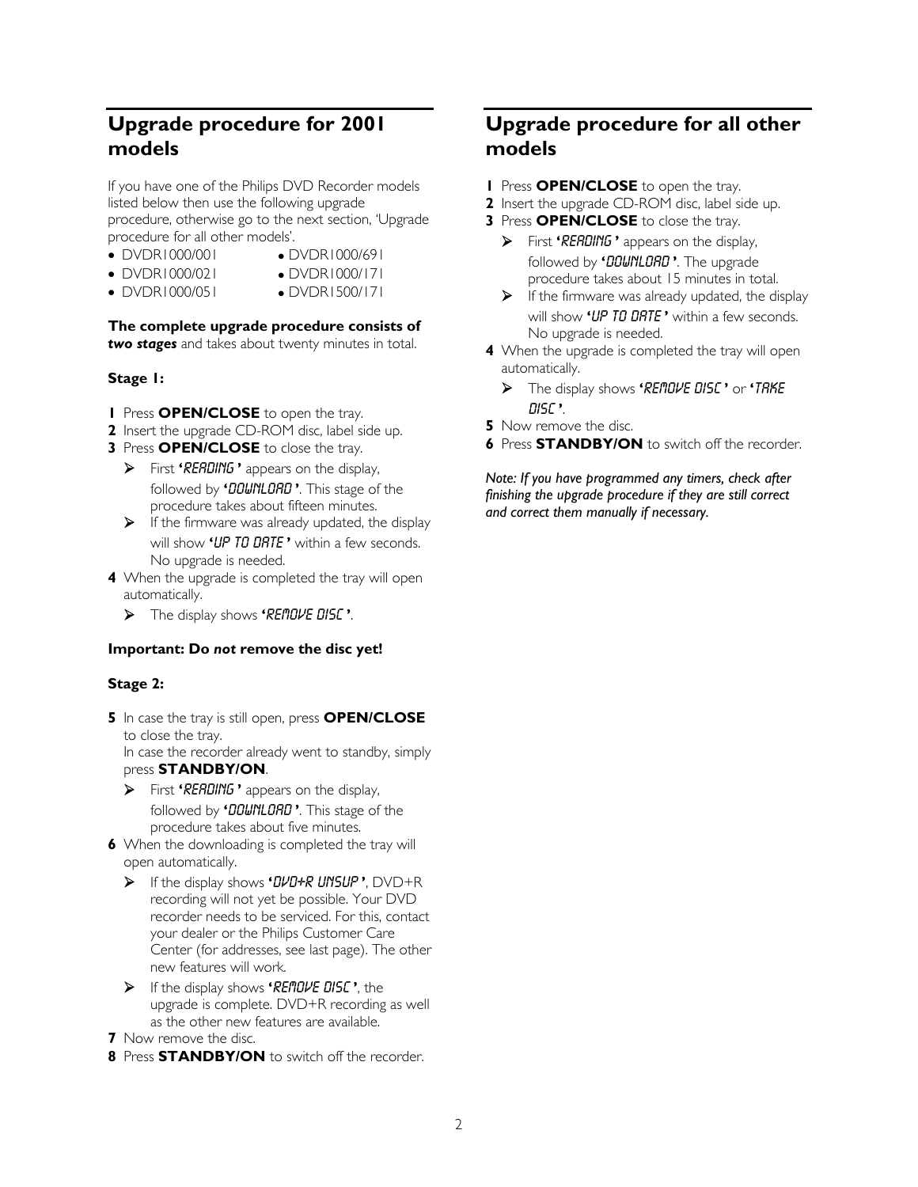## Upgrade procedure for 2001 models

If you have one of the Philips DVD Recorder models listed below then use the following upgrade procedure, otherwise go to the next section, 'Upgrade procedure for all other models'.

- DVDR1000/001
- DVDR1000/021
- DVDR1000/051
- DVDR1000/691
- DVDR1000/171
- DVDR1500/171

**The complete upgrade procedure consists of** ***two stages*** and takes about twenty minutes in total.

### Stage 1:

**1** Press **OPEN/CLOSE** to open the tray.
**2** Insert the upgrade CD-ROM disc, label side up.
**3** Press **OPEN/CLOSE** to close the tray.

- ➤ First **'READING'** appears on the display, followed by **'DOWNLOAD'**. This stage of the procedure takes about fifteen minutes.
- ➤ If the firmware was already updated, the display will show **'UP TO DATE'** within a few seconds. No upgrade is needed.

**4** When the upgrade is completed the tray will open automatically.

- ➤ The display shows **'REMOVE DISC'**.

**Important: Do *not* remove the disc yet!**

### Stage 2:

**5** In case the tray is still open, press **OPEN/CLOSE** to close the tray.
In case the recorder already went to standby, simply press **STANDBY/ON**.

- ➤ First **'READING'** appears on the display, followed by **'DOWNLOAD'**. This stage of the procedure takes about five minutes.

**6** When the downloading is completed the tray will open automatically.

- ➤ If the display shows **'DVD+R UNSUP'**, DVD+R recording will not yet be possible. Your DVD recorder needs to be serviced. For this, contact your dealer or the Philips Customer Care Center (for addresses, see last page). The other new features will work.
- ➤ If the display shows **'REMOVE DISC'**, the upgrade is complete. DVD+R recording as well as the other new features are available.

**7** Now remove the disc.
**8** Press **STANDBY/ON** to switch off the recorder.

## Upgrade procedure for all other models

**1** Press **OPEN/CLOSE** to open the tray.
**2** Insert the upgrade CD-ROM disc, label side up.
**3** Press **OPEN/CLOSE** to close the tray.

- ➤ First **'READING'** appears on the display, followed by **'DOWNLOAD'**. The upgrade procedure takes about 15 minutes in total.
- ➤ If the firmware was already updated, the display will show **'UP TO DATE'** within a few seconds. No upgrade is needed.

**4** When the upgrade is completed the tray will open automatically.

- ➤ The display shows **'REMOVE DISC'** or **'TAKE DISC'**.

**5** Now remove the disc.
**6** Press **STANDBY/ON** to switch off the recorder.

*Note: If you have programmed any timers, check after finishing the upgrade procedure if they are still correct and correct them manually if necessary.*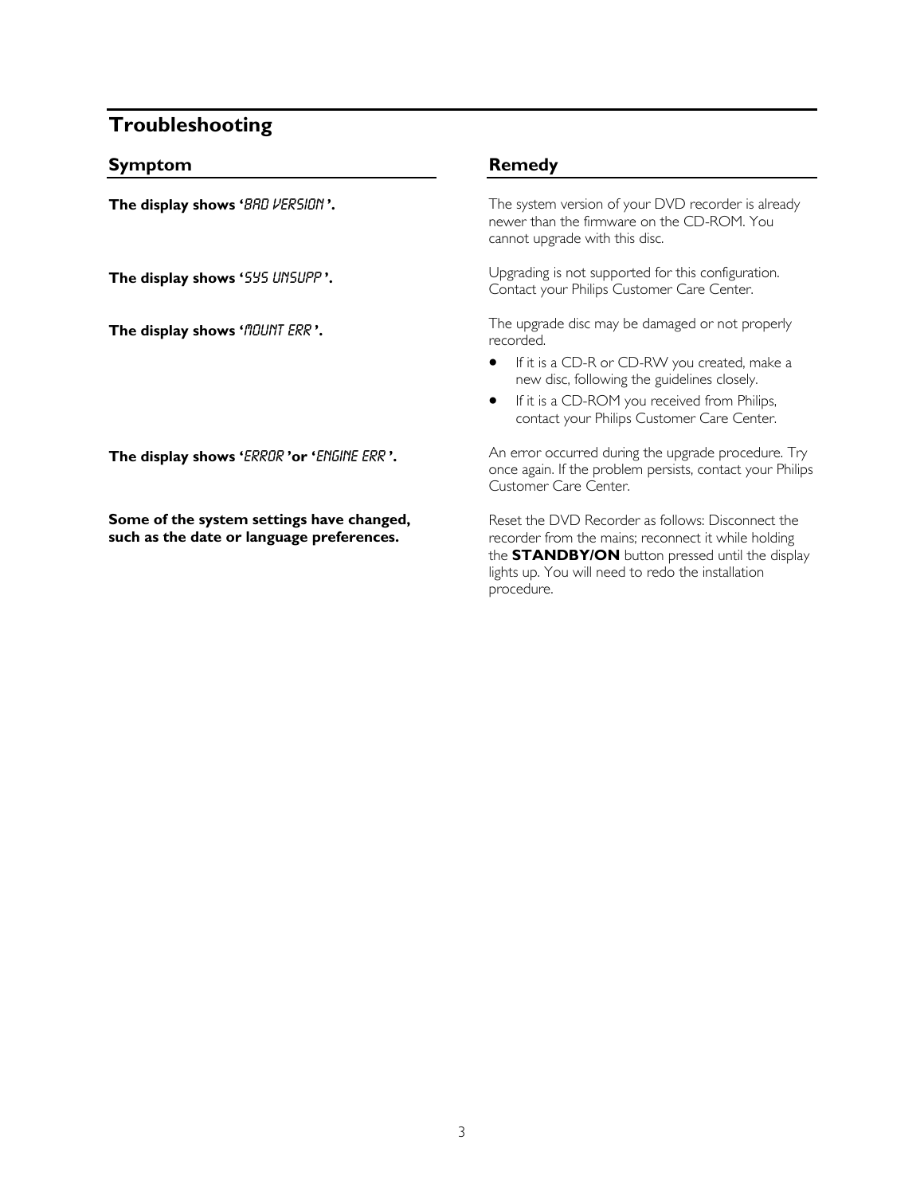## Troubleshooting

| Symptom | Remedy |
| --- | --- |
| **The display shows '*BAD VERSION*'.** | The system version of your DVD recorder is already newer than the firmware on the CD-ROM. You cannot upgrade with this disc. |
| **The display shows '*SYS UNSUPP*'.** | Upgrading is not supported for this configuration. Contact your Philips Customer Care Center. |
| **The display shows '*MOUNT ERR*'.** | The upgrade disc may be damaged or not properly recorded.<br>• If it is a CD-R or CD-RW you created, make a new disc, following the guidelines closely.<br>• If it is a CD-ROM you received from Philips, contact your Philips Customer Care Center. |
| **The display shows '*ERROR*' or '*ENGINE ERR*'.** | An error occurred during the upgrade procedure. Try once again. If the problem persists, contact your Philips Customer Care Center. |
| **Some of the system settings have changed, such as the date or language preferences.** | Reset the DVD Recorder as follows: Disconnect the recorder from the mains; reconnect it while holding the **STANDBY/ON** button pressed until the display lights up. You will need to redo the installation procedure. |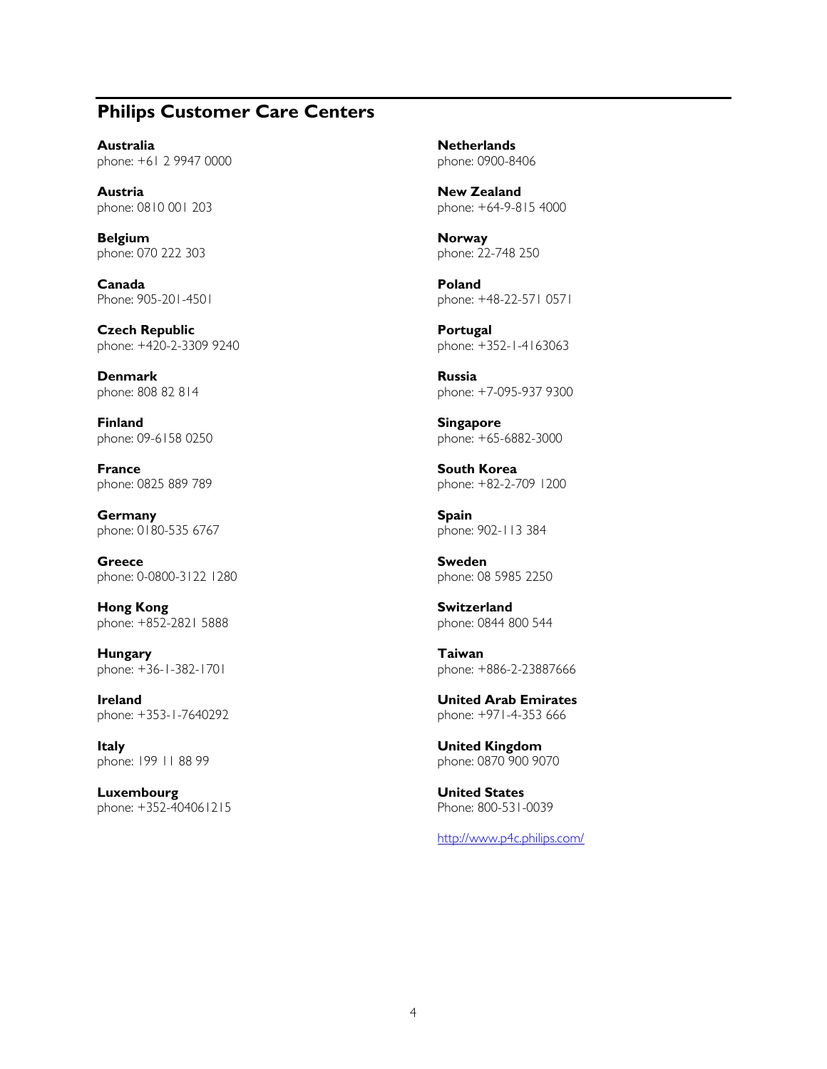## Philips Customer Care Centers

**Australia**
phone: +61 2 9947 0000

**Austria**
phone: 0810 001 203

**Belgium**
phone: 070 222 303

**Canada**
Phone: 905-201-4501

**Czech Republic**
phone: +420-2-3309 9240

**Denmark**
phone: 808 82 814

**Finland**
phone: 09-6158 0250

**France**
phone: 0825 889 789

**Germany**
phone: 0180-535 6767

**Greece**
phone: 0-0800-3122 1280

**Hong Kong**
phone: +852-2821 5888

**Hungary**
phone: +36-1-382-1701

**Ireland**
phone: +353-1-7640292

**Italy**
phone: 199 11 88 99

**Luxembourg**
phone: +352-404061215

**Netherlands**
phone: 0900-8406

**New Zealand**
phone: +64-9-815 4000

**Norway**
phone: 22-748 250

**Poland**
phone: +48-22-571 0571

**Portugal**
phone: +352-1-4163063

**Russia**
phone: +7-095-937 9300

**Singapore**
phone: +65-6882-3000

**South Korea**
phone: +82-2-709 1200

**Spain**
phone: 902-113 384

**Sweden**
phone: 08 5985 2250

**Switzerland**
phone: 0844 800 544

**Taiwan**
phone: +886-2-23887666

**United Arab Emirates**
phone: +971-4-353 666

**United Kingdom**
phone: 0870 900 9070

**United States**
Phone: 800-531-0039

http://www.p4c.philips.com/